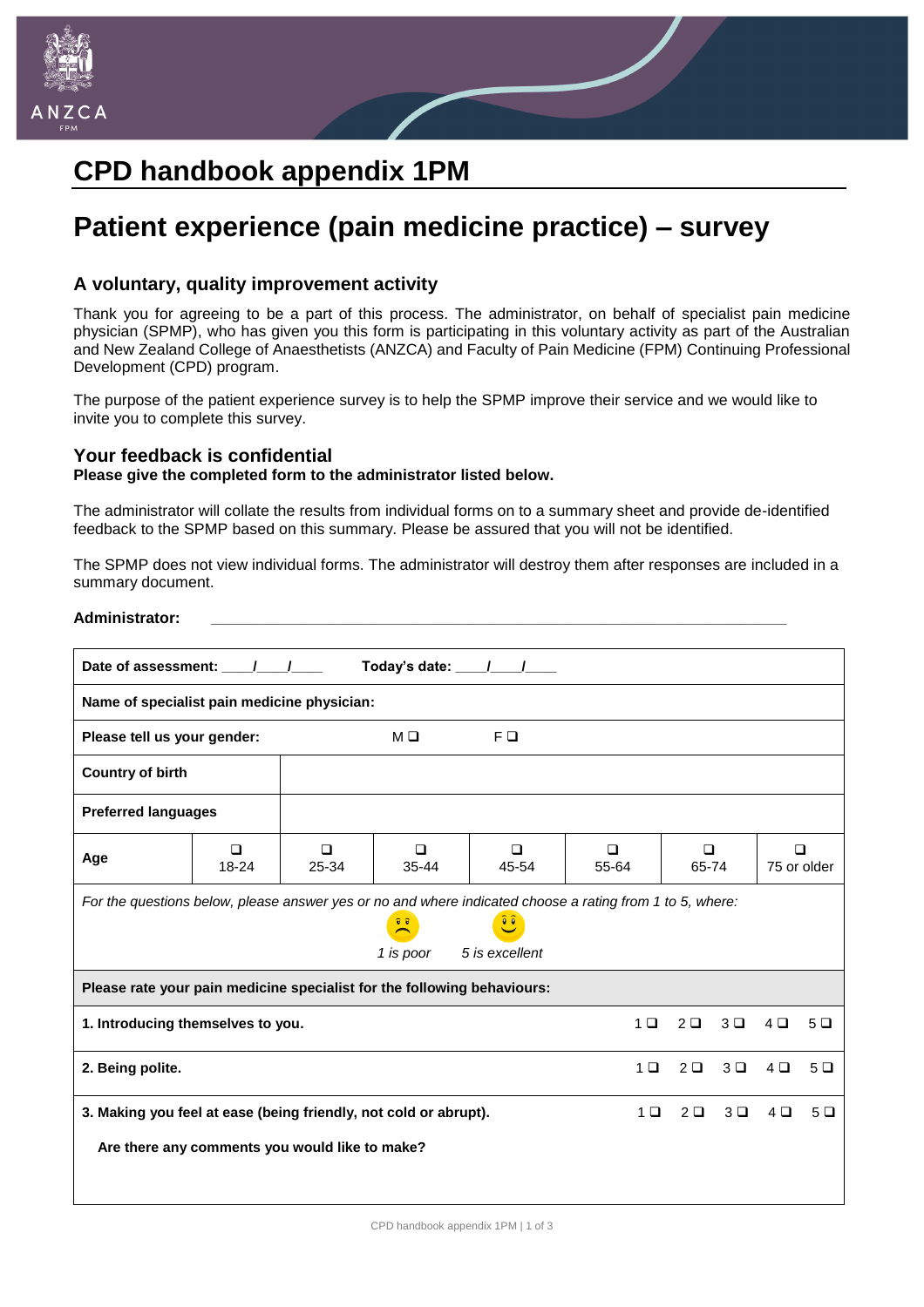# CPD handbook appendix 1PM

# Patient experience (pain medicine practice) – survey

## A voluntary, quality improvement activity

Thank you for agreeing to be a part of this process. The administrator, on behalf of specialist pain medicine physician (SPMP), who has given you this form is participating in this voluntary activity as part of the Australian and New Zealand College of Anaesthetists (ANZCA) and Faculty of Pain Medicine (FPM) Continuing Professional Development (CPD) program.

The purpose of the patient experience survey is to help the SPMP improve their service and we would like to invite you to complete this survey.

## Your feedback is confidential

**Please give the completed form to the administrator listed below.**

The administrator will collate the results from individual forms on to a summary sheet and provide de-identified feedback to the SPMP based on this summary. Please be assured that you will not be identified.

The SPMP does not view individual forms. The administrator will destroy them after responses are included in a summary document.

**Administrator:** ___________________________________________________________________

| | | | | | | | |
|---|---|---|---|---|---|---|---|
| **Date of assessment:** ____/____/____ **Today's date:** ____/____/____ | | | | | | | |
| **Name of specialist pain medicine physician:** | | | | | | | |
| **Please tell us your gender:** M ❑ F ❑ | | | | | | | |
| **Country of birth** | | | | | | | |
| **Preferred languages** | | | | | | | |
| **Age** | ❑ 18-24 | ❑ 25-34 | ❑ 35-44 | ❑ 45-54 | ❑ 55-64 | ❑ 65-74 | ❑ 75 or older |

*For the questions below, please answer yes or no and where indicated choose a rating from 1 to 5, where:*

*1 is poor* *5 is excellent*

| **Please rate your pain medicine specialist for the following behaviours:** | | | | | |
|---|---|---|---|---|---|
| **1. Introducing themselves to you.** | 1 ❑ | 2 ❑ | 3 ❑ | 4 ❑ | 5 ❑ |
| **2. Being polite.** | 1 ❑ | 2 ❑ | 3 ❑ | 4 ❑ | 5 ❑ |
| **3. Making you feel at ease (being friendly, not cold or abrupt).** | 1 ❑ | 2 ❑ | 3 ❑ | 4 ❑ | 5 ❑ |
| **Are there any comments you would like to make?** | | | | | |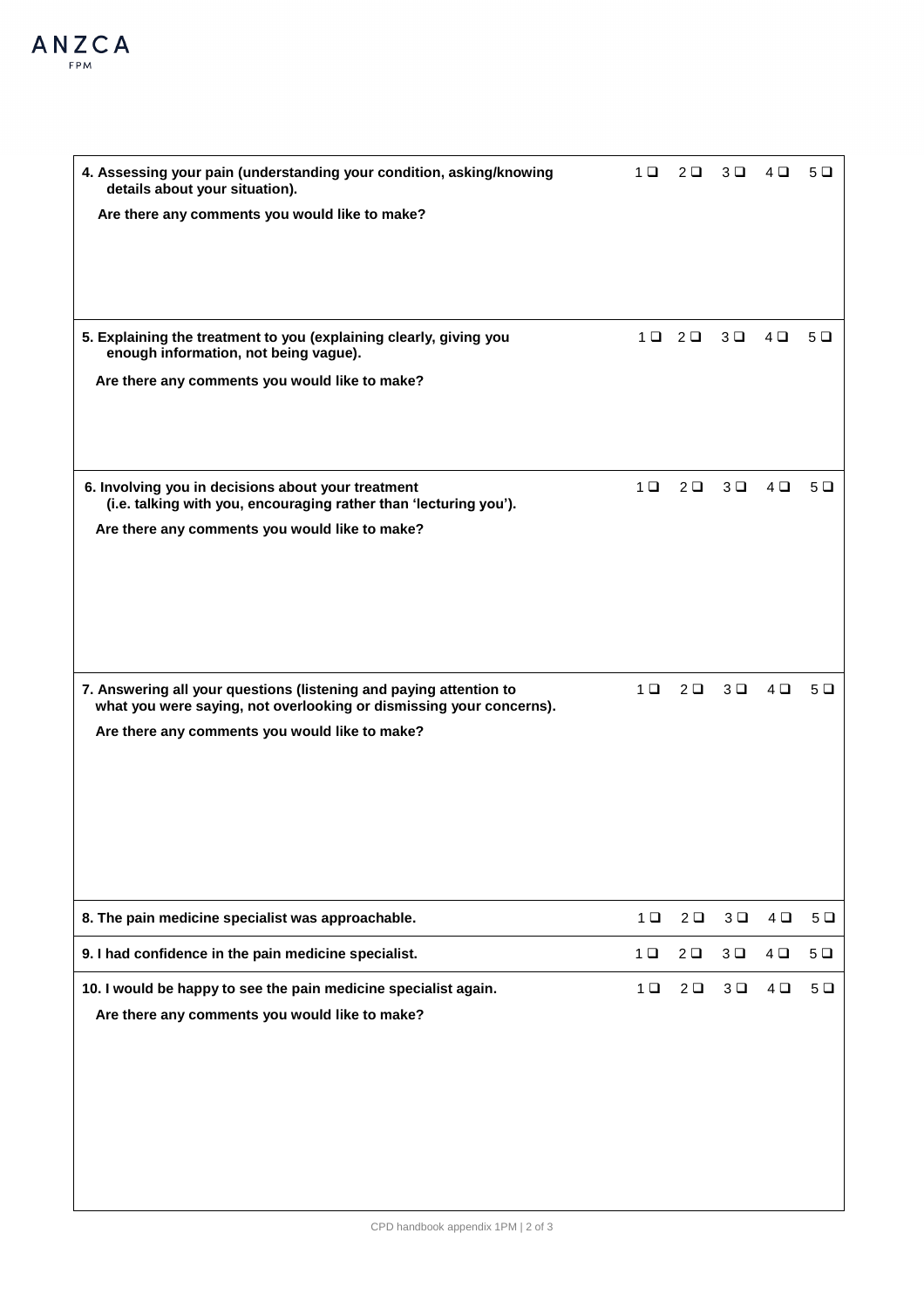| | 1 | 2 | 3 | 4 | 5 |
|---|---|---|---|---|---|
| **4. Assessing your pain (understanding your condition, asking/knowing details about your situation).**<br><br>**Are there any comments you would like to make?** | ❑ | ❑ | ❑ | ❑ | ❑ |
| **5. Explaining the treatment to you (explaining clearly, giving you enough information, not being vague).**<br><br>**Are there any comments you would like to make?** | ❑ | ❑ | ❑ | ❑ | ❑ |
| **6. Involving you in decisions about your treatment (i.e. talking with you, encouraging rather than 'lecturing you').**<br><br>**Are there any comments you would like to make?** | ❑ | ❑ | ❑ | ❑ | ❑ |
| **7. Answering all your questions (listening and paying attention to what you were saying, not overlooking or dismissing your concerns).**<br><br>**Are there any comments you would like to make?** | ❑ | ❑ | ❑ | ❑ | ❑ |
| **8. The pain medicine specialist was approachable.** | ❑ | ❑ | ❑ | ❑ | ❑ |
| **9. I had confidence in the pain medicine specialist.** | ❑ | ❑ | ❑ | ❑ | ❑ |
| **10. I would be happy to see the pain medicine specialist again.**<br><br>**Are there any comments you would like to make?** | ❑ | ❑ | ❑ | ❑ | ❑ |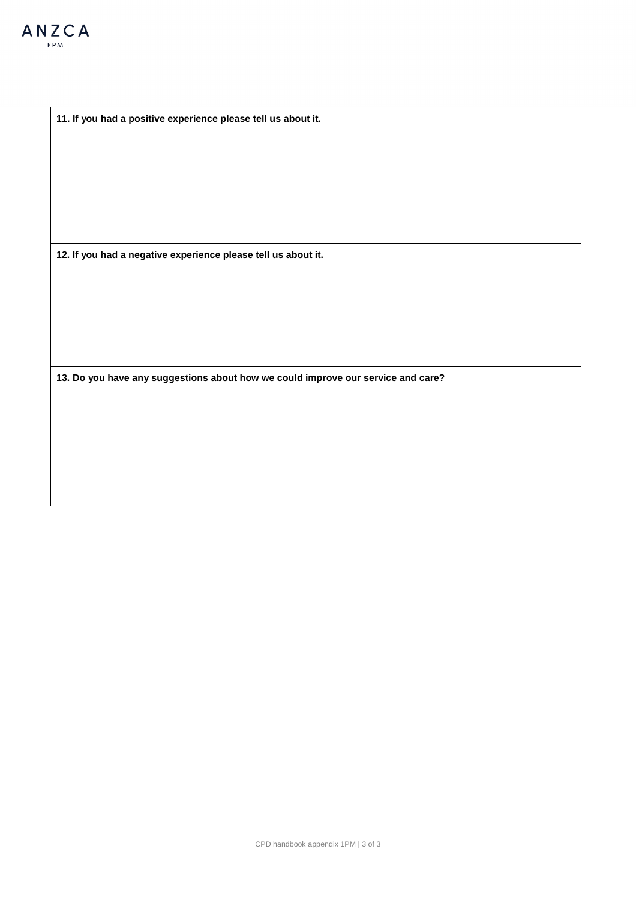**11. If you had a positive experience please tell us about it.**

**12. If you had a negative experience please tell us about it.**

**13. Do you have any suggestions about how we could improve our service and care?**